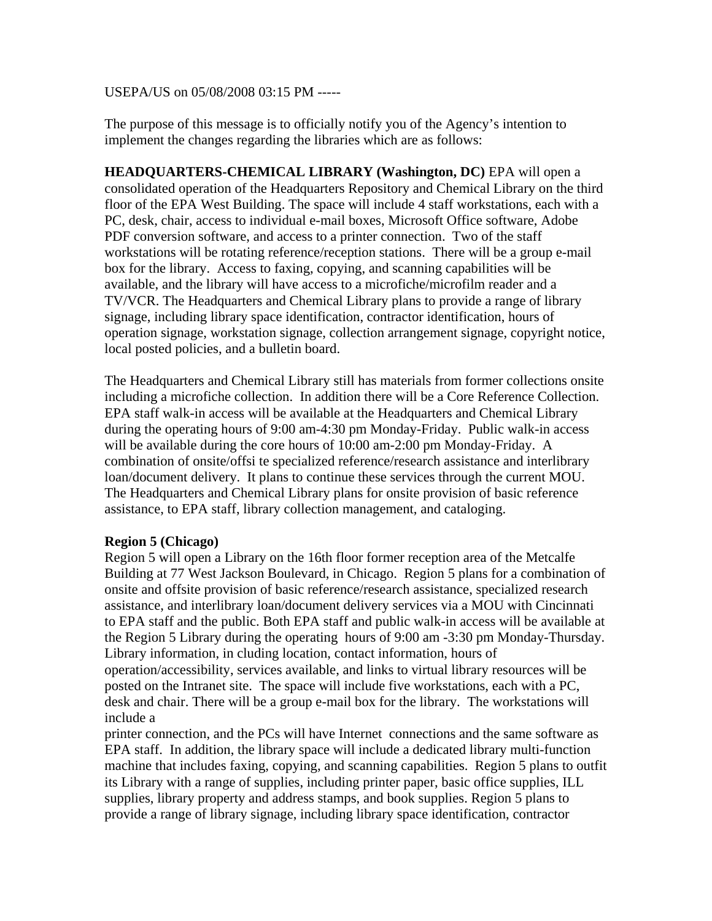USEPA/US on 05/08/2008 03:15 PM -----

The purpose of this message is to officially notify you of the Agency's intention to implement the changes regarding the libraries which are as follows:

**HEADQUARTERS-CHEMICAL LIBRARY (Washington, DC)** EPA will open a consolidated operation of the Headquarters Repository and Chemical Library on the third floor of the EPA West Building. The space will include 4 staff workstations, each with a PC, desk, chair, access to individual e-mail boxes, Microsoft Office software, Adobe PDF conversion software, and access to a printer connection. Two of the staff workstations will be rotating reference/reception stations. There will be a group e-mail box for the library. Access to faxing, copying, and scanning capabilities will be available, and the library will have access to a microfiche/microfilm reader and a TV/VCR. The Headquarters and Chemical Library plans to provide a range of library signage, including library space identification, contractor identification, hours of operation signage, workstation signage, collection arrangement signage, copyright notice, local posted policies, and a bulletin board.

The Headquarters and Chemical Library still has materials from former collections onsite including a microfiche collection. In addition there will be a Core Reference Collection. EPA staff walk-in access will be available at the Headquarters and Chemical Library during the operating hours of 9:00 am-4:30 pm Monday-Friday. Public walk-in access will be available during the core hours of 10:00 am-2:00 pm Monday-Friday. A combination of onsite/offsi te specialized reference/research assistance and interlibrary loan/document delivery. It plans to continue these services through the current MOU. The Headquarters and Chemical Library plans for onsite provision of basic reference assistance, to EPA staff, library collection management, and cataloging.

**Region 5 (Chicago)**

Region 5 will open a Library on the 16th floor former reception area of the Metcalfe Building at 77 West Jackson Boulevard, in Chicago. Region 5 plans for a combination of onsite and offsite provision of basic reference/research assistance, specialized research assistance, and interlibrary loan/document delivery services via a MOU with Cincinnati to EPA staff and the public. Both EPA staff and public walk-in access will be available at the Region 5 Library during the operating hours of 9:00 am -3:30 pm Monday-Thursday. Library information, in cluding location, contact information, hours of operation/accessibility, services available, and links to virtual library resources will be posted on the Intranet site. The space will include five workstations, each with a PC, desk and chair. There will be a group e-mail box for the library. The workstations will include a printer connection, and the PCs will have Internet connections and the same software as EPA staff. In addition, the library space will include a dedicated library multi-function machine that includes faxing, copying, and scanning capabilities. Region 5 plans to outfit its Library with a range of supplies, including printer paper, basic office supplies, ILL supplies, library property and address stamps, and book supplies. Region 5 plans to provide a range of library signage, including library space identification, contractor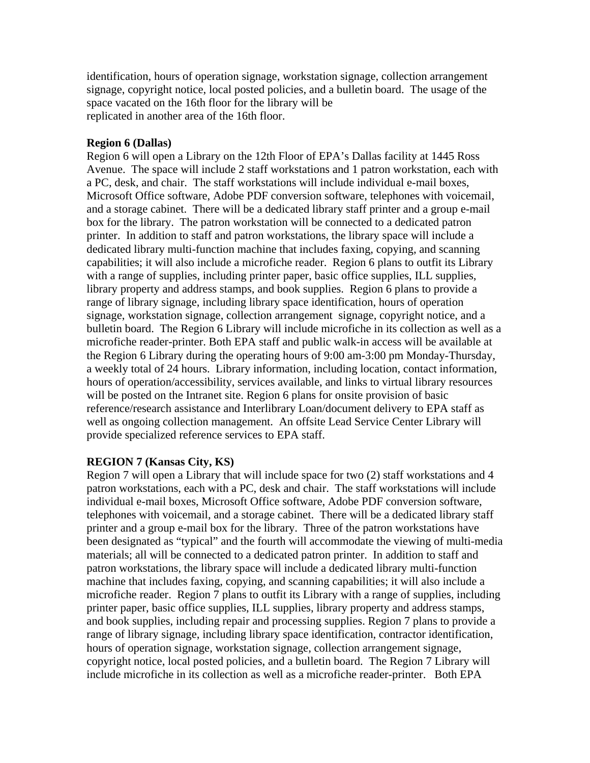identification, hours of operation signage, workstation signage, collection arrangement signage, copyright notice, local posted policies, and a bulletin board. The usage of the space vacated on the 16th floor for the library will be replicated in another area of the 16th floor.

**Region 6 (Dallas)**

Region 6 will open a Library on the 12th Floor of EPA's Dallas facility at 1445 Ross Avenue. The space will include 2 staff workstations and 1 patron workstation, each with a PC, desk, and chair. The staff workstations will include individual e-mail boxes, Microsoft Office software, Adobe PDF conversion software, telephones with voicemail, and a storage cabinet. There will be a dedicated library staff printer and a group e-mail box for the library. The patron workstation will be connected to a dedicated patron printer. In addition to staff and patron workstations, the library space will include a dedicated library multi-function machine that includes faxing, copying, and scanning capabilities; it will also include a microfiche reader. Region 6 plans to outfit its Library with a range of supplies, including printer paper, basic office supplies, ILL supplies, library property and address stamps, and book supplies. Region 6 plans to provide a range of library signage, including library space identification, hours of operation signage, workstation signage, collection arrangement signage, copyright notice, and a bulletin board. The Region 6 Library will include microfiche in its collection as well as a microfiche reader-printer. Both EPA staff and public walk-in access will be available at the Region 6 Library during the operating hours of 9:00 am-3:00 pm Monday-Thursday, a weekly total of 24 hours. Library information, including location, contact information, hours of operation/accessibility, services available, and links to virtual library resources will be posted on the Intranet site. Region 6 plans for onsite provision of basic reference/research assistance and Interlibrary Loan/document delivery to EPA staff as well as ongoing collection management. An offsite Lead Service Center Library will provide specialized reference services to EPA staff.

**REGION 7 (Kansas City, KS)**

Region 7 will open a Library that will include space for two (2) staff workstations and 4 patron workstations, each with a PC, desk and chair. The staff workstations will include individual e-mail boxes, Microsoft Office software, Adobe PDF conversion software, telephones with voicemail, and a storage cabinet. There will be a dedicated library staff printer and a group e-mail box for the library. Three of the patron workstations have been designated as "typical" and the fourth will accommodate the viewing of multi-media materials; all will be connected to a dedicated patron printer. In addition to staff and patron workstations, the library space will include a dedicated library multi-function machine that includes faxing, copying, and scanning capabilities; it will also include a microfiche reader. Region 7 plans to outfit its Library with a range of supplies, including printer paper, basic office supplies, ILL supplies, library property and address stamps, and book supplies, including repair and processing supplies. Region 7 plans to provide a range of library signage, including library space identification, contractor identification, hours of operation signage, workstation signage, collection arrangement signage, copyright notice, local posted policies, and a bulletin board. The Region 7 Library will include microfiche in its collection as well as a microfiche reader-printer. Both EPA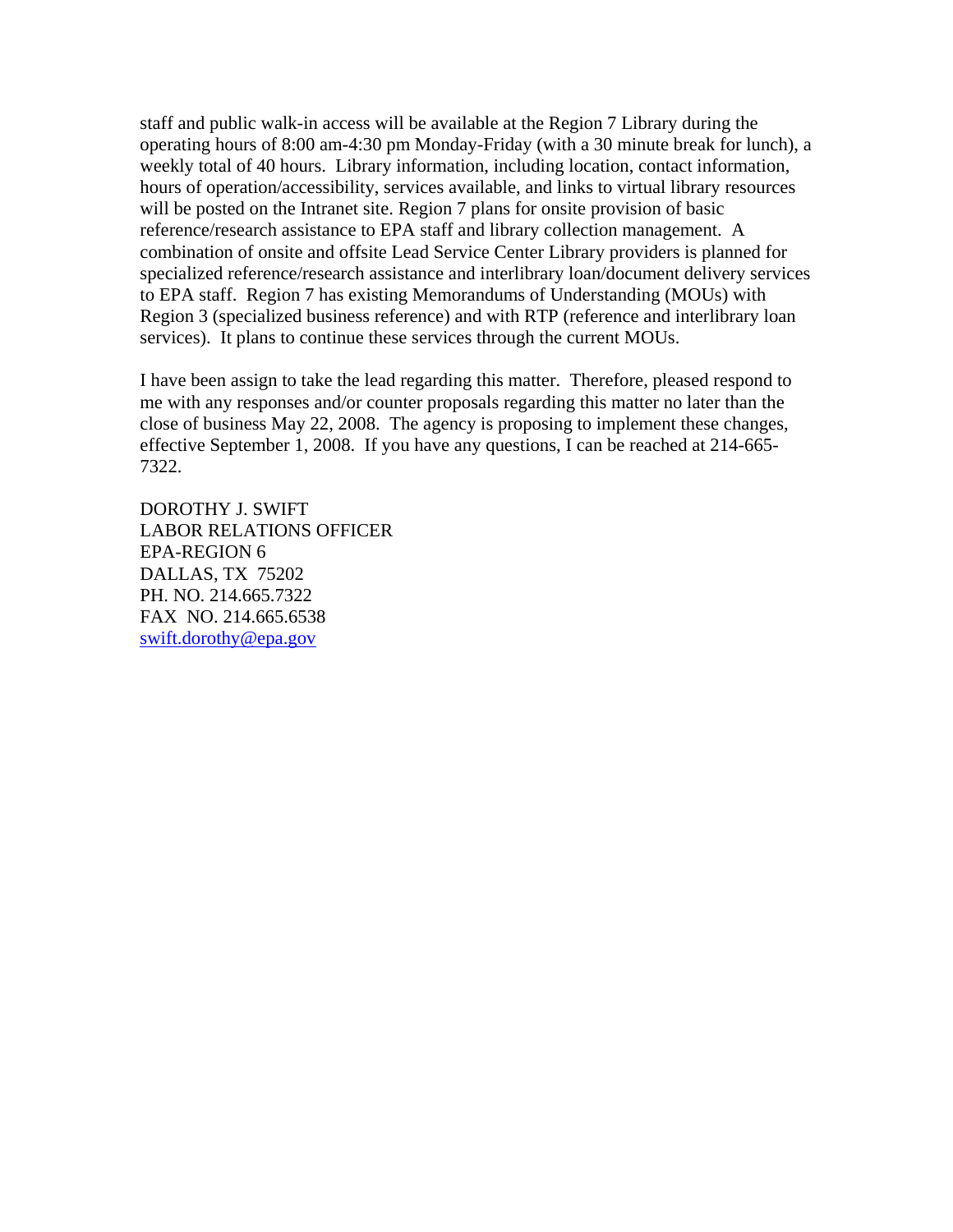staff and public walk-in access will be available at the Region 7 Library during the operating hours of 8:00 am-4:30 pm Monday-Friday (with a 30 minute break for lunch), a weekly total of 40 hours. Library information, including location, contact information, hours of operation/accessibility, services available, and links to virtual library resources will be posted on the Intranet site. Region 7 plans for onsite provision of basic reference/research assistance to EPA staff and library collection management. A combination of onsite and offsite Lead Service Center Library providers is planned for specialized reference/research assistance and interlibrary loan/document delivery services to EPA staff. Region 7 has existing Memorandums of Understanding (MOUs) with Region 3 (specialized business reference) and with RTP (reference and interlibrary loan services). It plans to continue these services through the current MOUs.

I have been assign to take the lead regarding this matter. Therefore, pleased respond to me with any responses and/or counter proposals regarding this matter no later than the close of business May 22, 2008. The agency is proposing to implement these changes, effective September 1, 2008. If you have any questions, I can be reached at 214-665-7322.

DOROTHY J. SWIFT
LABOR RELATIONS OFFICER
EPA-REGION 6
DALLAS, TX 75202
PH. NO. 214.665.7322
FAX NO. 214.665.6538
swift.dorothy@epa.gov